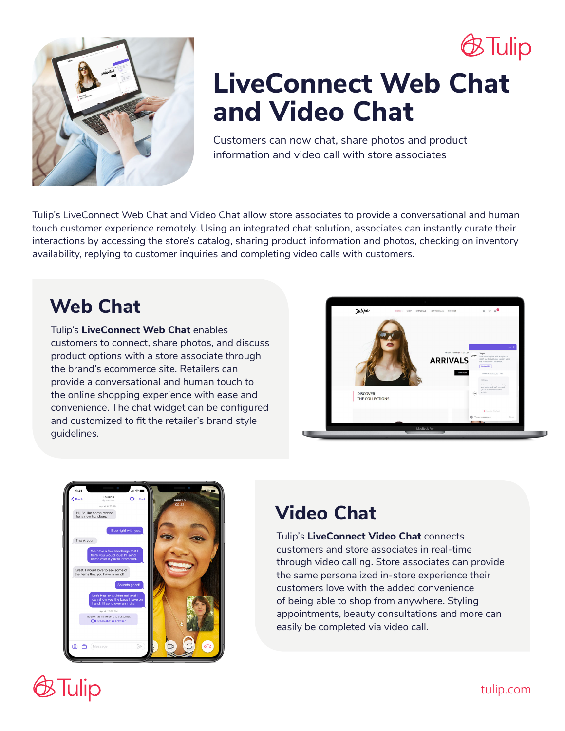# LiveConnect Web Chat and Video Chat

Customers can now chat, share photos and product information and video call with store associates

Tulip's LiveConnect Web Chat and Video Chat allow store associates to provide a conversational and human touch customer experience remotely. Using an integrated chat solution, associates can instantly curate their interactions by accessing the store's catalog, sharing product information and photos, checking on inventory availability, replying to customer inquiries and completing video calls with customers.

## Web Chat

Tulip's **LiveConnect Web Chat** enables customers to connect, share photos, and discuss product options with a store associate through the brand's ecommerce site. Retailers can provide a conversational and human touch to the online shopping experience with ease and convenience. The chat widget can be configured and customized to fit the retailer's brand style guidelines.

## Video Chat

Tulip's **LiveConnect Video Chat** connects customers and store associates in real-time through video calling. Store associates can provide the same personalized in-store experience their customers love with the added convenience of being able to shop from anywhere. Styling appointments, beauty consultations and more can easily be completed via video call.

tulip.com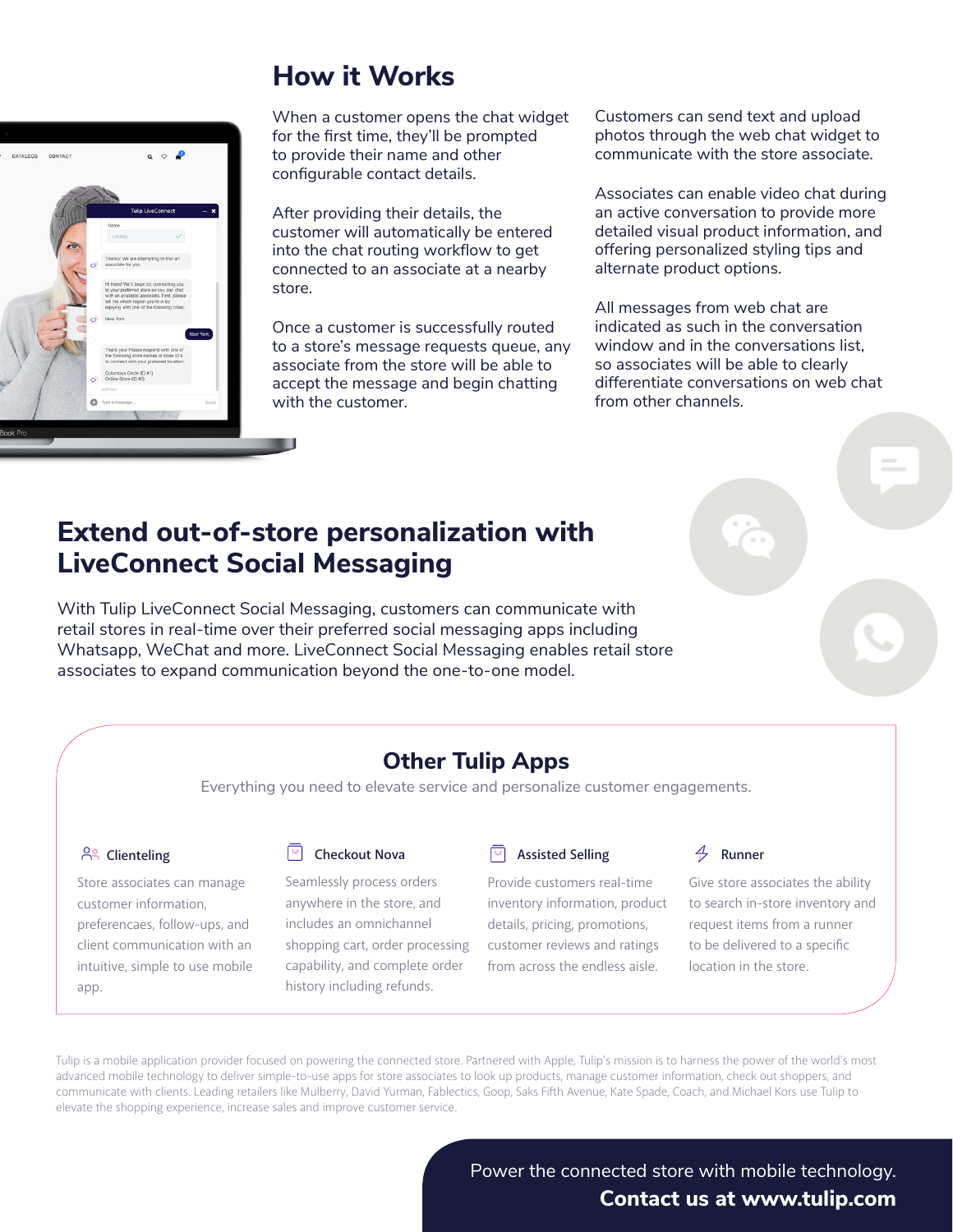## How it Works

When a customer opens the chat widget for the first time, they'll be prompted to provide their name and other configurable contact details.

After providing their details, the customer will automatically be entered into the chat routing workflow to get connected to an associate at a nearby store.

Once a customer is successfully routed to a store's message requests queue, any associate from the store will be able to accept the message and begin chatting with the customer.

Customers can send text and upload photos through the web chat widget to communicate with the store associate.

Associates can enable video chat during an active conversation to provide more detailed visual product information, and offering personalized styling tips and alternate product options.

All messages from web chat are indicated as such in the conversation window and in the conversations list, so associates will be able to clearly differentiate conversations on web chat from other channels.

## Extend out-of-store personalization with LiveConnect Social Messaging

With Tulip LiveConnect Social Messaging, customers can communicate with retail stores in real-time over their preferred social messaging apps including Whatsapp, WeChat and more. LiveConnect Social Messaging enables retail store associates to expand communication beyond the one-to-one model.

## Other Tulip Apps

Everything you need to elevate service and personalize customer engagements.

### Clienteling

Store associates can manage customer information, preferencaes, follow-ups, and client communication with an intuitive, simple to use mobile app.

### Checkout Nova

Seamlessly process orders anywhere in the store, and includes an omnichannel shopping cart, order processing capability, and complete order history including refunds.

### Assisted Selling

Provide customers real-time inventory information, product details, pricing, promotions, customer reviews and ratings from across the endless aisle.

### Runner

Give store associates the ability to search in-store inventory and request items from a runner to be delivered to a specific location in the store.

Tulip is a mobile application provider focused on powering the connected store. Partnered with Apple, Tulip's mission is to harness the power of the world's most advanced mobile technology to deliver simple-to-use apps for store associates to look up products, manage customer information, check out shoppers, and communicate with clients. Leading retailers like Mulberry, David Yurman, Fablectics, Goop, Saks Fifth Avenue, Kate Spade, Coach, and Michael Kors use Tulip to elevate the shopping experience, increase sales and improve customer service.

Power the connected store with mobile technology.

**Contact us at www.tulip.com**